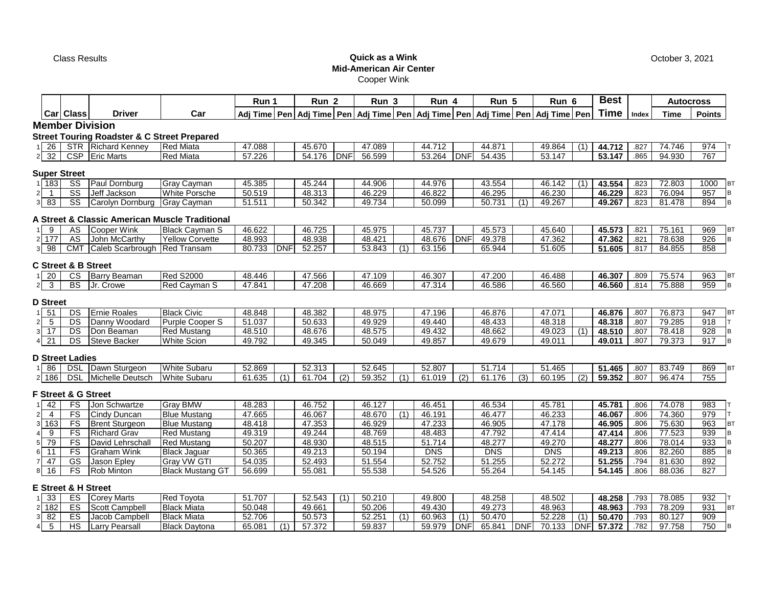Class Results

**Quick as a Wink**
**Mid-American Air Center**
Cooper Wink

October 3, 2021

| | Car | Class | Driver | Car | Run 1 Adj Time | Pen | Run 2 Adj Time | Pen | Run 3 Adj Time | Pen | Run 4 Adj Time | Pen | Run 5 Adj Time | Pen | Run 6 Adj Time | Pen | Best Time | Index | Autocross Time | Points | |
|---|---|---|---|---|---|---|---|---|---|---|---|---|---|---|---|---|---|---|---|---|---|
| **Member Division** | | | | | | | | | | | | | | | | | | | | | |
| **Street Touring Roadster & C Street Prepared** | | | | | | | | | | | | | | | | | | | | | |
| 1 | 26 | STR | Richard Kenney | Red Miata | 47.088 | | 45.670 | | 47.089 | | 44.712 | | 44.871 | | 49.864 | (1) | **44.712** | .827 | 74.746 | 974 | T |
| 2 | 32 | CSP | Eric Marts | Red Miata | 57.226 | | 54.176 | DNF | 56.599 | | 53.264 | DNF | 54.435 | | 53.147 | | **53.147** | .865 | 94.930 | 767 | |
| **Super Street** | | | | | | | | | | | | | | | | | | | | | |
| 1 | 183 | SS | Paul Dornburg | Gray Cayman | 45.385 | | 45.244 | | 44.906 | | 44.976 | | 43.554 | | 46.142 | (1) | **43.554** | .823 | 72.803 | 1000 | BT |
| 2 | 1 | SS | Jeff Jackson | White Porsche | 50.519 | | 48.313 | | 46.229 | | 46.822 | | 46.295 | | 46.230 | | **46.229** | .823 | 76.094 | 957 | B |
| 3 | 83 | SS | Carolyn Dornburg | Gray Cayman | 51.511 | | 50.342 | | 49.734 | | 50.099 | | 50.731 | (1) | 49.267 | | **49.267** | .823 | 81.478 | 894 | B |
| **A Street & Classic American Muscle Traditional** | | | | | | | | | | | | | | | | | | | | | |
| 1 | 9 | AS | Cooper Wink | Black Cayman S | 46.622 | | 46.725 | | 45.975 | | 45.737 | | 45.573 | | 45.640 | | **45.573** | .821 | 75.161 | 969 | BT |
| 2 | 177 | AS | John McCarthy | Yellow Corvette | 48.993 | | 48.938 | | 48.421 | | 48.676 | DNF | 49.378 | | 47.362 | | **47.362** | .821 | 78.638 | 926 | B |
| 3 | 98 | CMT | Caleb Scarbrough | Red Transam | 80.733 | DNF | 52.257 | | 53.843 | (1) | 63.156 | | 65.944 | | 51.605 | | **51.605** | .817 | 84.855 | 858 | |
| **C Street & B Street** | | | | | | | | | | | | | | | | | | | | | |
| 1 | 20 | CS | Barry Beaman | Red S2000 | 48.446 | | 47.566 | | 47.109 | | 46.307 | | 47.200 | | 46.488 | | **46.307** | .809 | 75.574 | 963 | BT |
| 2 | 3 | BS | Jr. Crowe | Red Cayman S | 47.841 | | 47.208 | | 46.669 | | 47.314 | | 46.586 | | 46.560 | | **46.560** | .814 | 75.888 | 959 | B |
| **D Street** | | | | | | | | | | | | | | | | | | | | | |
| 1 | 51 | DS | Ernie Roales | Black Civic | 48.848 | | 48.382 | | 48.975 | | 47.196 | | 46.876 | | 47.071 | | **46.876** | .807 | 76.873 | 947 | BT |
| 2 | 5 | DS | Danny Woodard | Purple Cooper S | 51.037 | | 50.633 | | 49.929 | | 49.440 | | 48.433 | | 48.318 | | **48.318** | .807 | 79.285 | 918 | T |
| 3 | 17 | DS | Don Beaman | Red Mustang | 48.510 | | 48.676 | | 48.575 | | 49.432 | | 48.662 | | 49.023 | (1) | **48.510** | .807 | 78.418 | 928 | B |
| 4 | 21 | DS | Steve Backer | White Scion | 49.792 | | 49.345 | | 50.049 | | 49.857 | | 49.679 | | 49.011 | | **49.011** | .807 | 79.373 | 917 | B |
| **D Street Ladies** | | | | | | | | | | | | | | | | | | | | | |
| 1 | 86 | DSL | Dawn Sturgeon | White Subaru | 52.869 | | 52.313 | | 52.645 | | 52.807 | | 51.714 | | 51.465 | | **51.465** | .807 | 83.749 | 869 | BT |
| 2 | 186 | DSL | Michelle Deutsch | White Subaru | 61.635 | (1) | 61.704 | (2) | 59.352 | (1) | 61.019 | (2) | 61.176 | (3) | 60.195 | (2) | **59.352** | .807 | 96.474 | 755 | |
| **F Street & G Street** | | | | | | | | | | | | | | | | | | | | | |
| 1 | 42 | FS | Jon Schwartze | Gray BMW | 48.283 | | 46.752 | | 46.127 | | 46.451 | | 46.534 | | 45.781 | | **45.781** | .806 | 74.078 | 983 | T |
| 2 | 4 | FS | Cindy Duncan | Blue Mustang | 47.665 | | 46.067 | | 48.670 | (1) | 46.191 | | 46.477 | | 46.233 | | **46.067** | .806 | 74.360 | 979 | T |
| 3 | 163 | FS | Brent Sturgeon | Blue Mustang | 48.418 | | 47.353 | | 46.929 | | 47.233 | | 46.905 | | 47.178 | | **46.905** | .806 | 75.630 | 963 | BT |
| 4 | 9 | FS | Richard Grav | Red Mustang | 49.319 | | 49.244 | | 48.769 | | 48.483 | | 47.792 | | 47.414 | | **47.414** | .806 | 77.523 | 939 | B |
| 5 | 79 | FS | David Lehrschall | Red Mustang | 50.207 | | 48.930 | | 48.515 | | 51.714 | | 48.277 | | 49.270 | | **48.277** | .806 | 78.014 | 933 | B |
| 6 | 11 | FS | Graham Wink | Black Jaguar | 50.365 | | 49.213 | | 50.194 | | DNS | | DNS | | DNS | | **49.213** | .806 | 82.260 | 885 | B |
| 7 | 47 | GS | Jason Epley | Gray VW GTI | 54.035 | | 52.493 | | 51.554 | | 52.752 | | 51.255 | | 52.272 | | **51.255** | .794 | 81.630 | 892 | |
| 8 | 16 | FS | Rob Minton | Black Mustang GT | 56.699 | | 55.081 | | 55.538 | | 54.526 | | 55.264 | | 54.145 | | **54.145** | .806 | 88.036 | 827 | |
| **E Street & H Street** | | | | | | | | | | | | | | | | | | | | | |
| 1 | 33 | ES | Corey Marts | Red Toyota | 51.707 | | 52.543 | (1) | 50.210 | | 49.800 | | 48.258 | | 48.502 | | **48.258** | .793 | 78.085 | 932 | T |
| 2 | 182 | ES | Scott Campbell | Black Miata | 50.048 | | 49.661 | | 50.206 | | 49.430 | | 49.273 | | 48.963 | | **48.963** | .793 | 78.209 | 931 | BT |
| 3 | 82 | ES | Jacob Campbell | Black Miata | 52.706 | | 50.573 | | 52.251 | (1) | 60.963 | (1) | 50.470 | | 52.228 | (1) | **50.470** | .793 | 80.127 | 909 | |
| 4 | 5 | HS | Larry Pearsall | Black Daytona | 65.081 | (1) | 57.372 | | 59.837 | | 59.979 | DNF | 65.841 | DNF | 70.133 | DNF | **57.372** | .782 | 97.758 | 750 | B |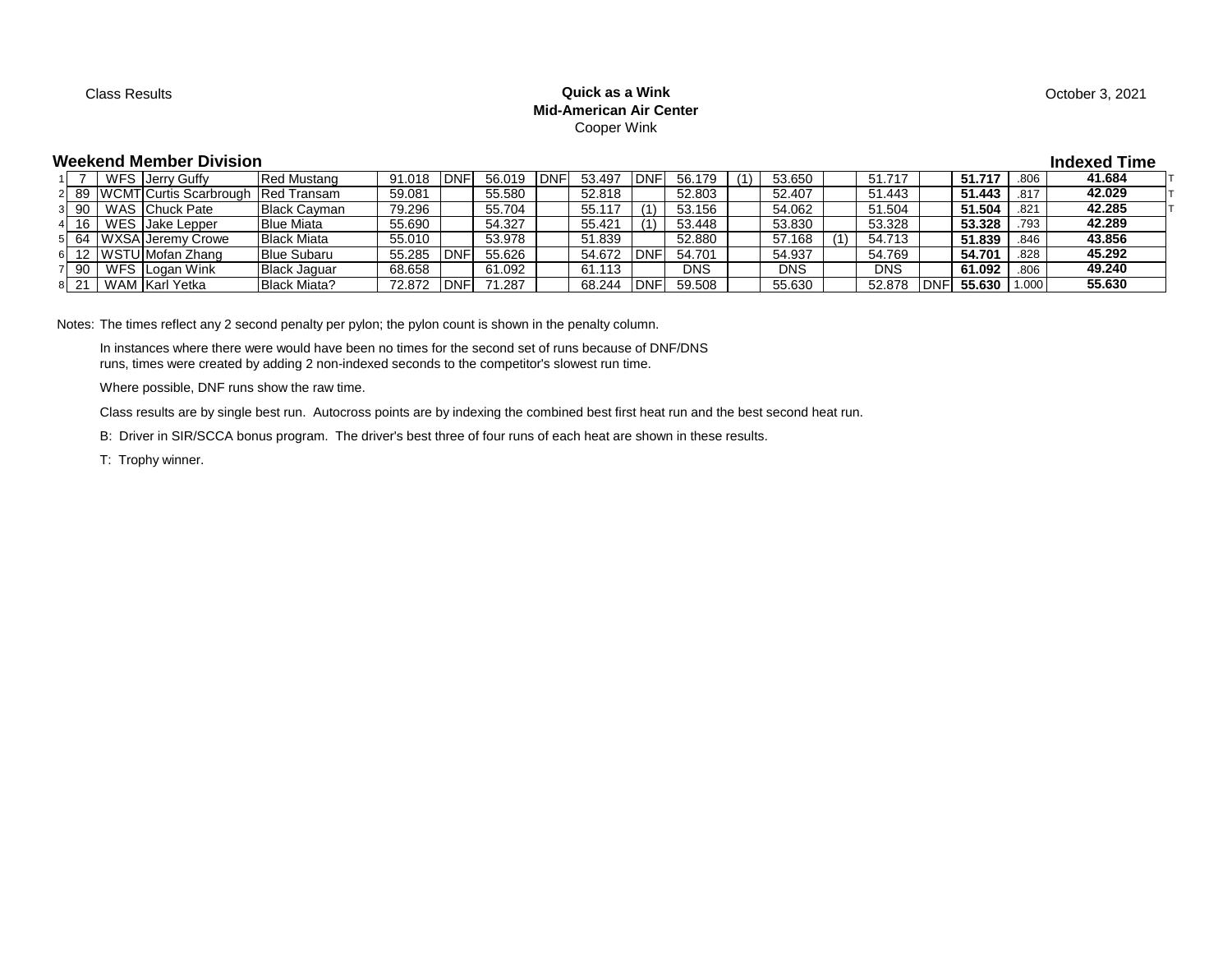Class Results

**Quick as a Wink**
**Mid-American Air Center**
Cooper Wink

October 3, 2021

## Weekend Member Division

**Indexed Time**

| | | | | | | | | | | | | | | | | | | | | | |
|---|---|---|---|---|---|---|---|---|---|---|---|---|---|---|---|---|---|---|---|---|---|
| 1 | 7 | WFS | Jerry Guffy | Red Mustang | 91.018 | DNF | 56.019 | DNF | 53.497 | DNF | 56.179 | (1) | 53.650 | | 51.717 | | **51.717** | .806 | **41.684** | T |
| 2 | 89 | WCMT | Curtis Scarbrough | Red Transam | 59.081 | | 55.580 | | 52.818 | | 52.803 | | 52.407 | | 51.443 | | **51.443** | .817 | **42.029** | T |
| 3 | 90 | WAS | Chuck Pate | Black Cayman | 79.296 | | 55.704 | | 55.117 | (1) | 53.156 | | 54.062 | | 51.504 | | **51.504** | .821 | **42.285** | T |
| 4 | 16 | WES | Jake Lepper | Blue Miata | 55.690 | | 54.327 | | 55.421 | (1) | 53.448 | | 53.830 | | 53.328 | | **53.328** | .793 | **42.289** | |
| 5 | 64 | WXSA | Jeremy Crowe | Black Miata | 55.010 | | 53.978 | | 51.839 | | 52.880 | | 57.168 | (1) | 54.713 | | **51.839** | .846 | **43.856** | |
| 6 | 12 | WSTU | Mofan Zhang | Blue Subaru | 55.285 | DNF | 55.626 | | 54.672 | DNF | 54.701 | | 54.937 | | 54.769 | | **54.701** | .828 | **45.292** | |
| 7 | 90 | WFS | Logan Wink | Black Jaguar | 68.658 | | 61.092 | | 61.113 | | DNS | | DNS | | DNS | | **61.092** | .806 | **49.240** | |
| 8 | 21 | WAM | Karl Yetka | Black Miata? | 72.872 | DNF | 71.287 | | 68.244 | DNF | 59.508 | | 55.630 | | 52.878 | DNF | **55.630** | 1.000 | **55.630** | |

Notes: The times reflect any 2 second penalty per pylon; the pylon count is shown in the penalty column.

In instances where there were would have been no times for the second set of runs because of DNF/DNS runs, times were created by adding 2 non-indexed seconds to the competitor's slowest run time.

Where possible, DNF runs show the raw time.

Class results are by single best run. Autocross points are by indexing the combined best first heat run and the best second heat run.

B: Driver in SIR/SCCA bonus program. The driver's best three of four runs of each heat are shown in these results.

T: Trophy winner.